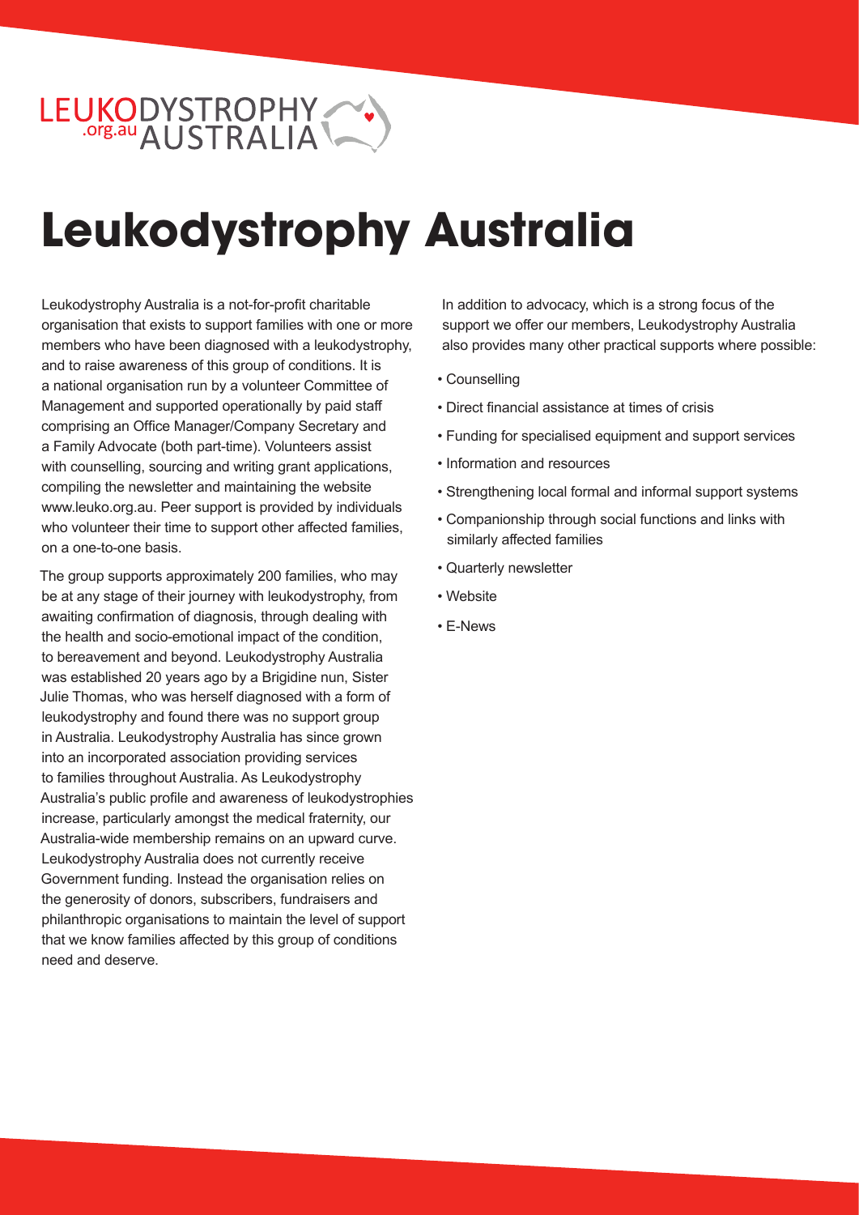LEUKODYSTROPHY AUSTRALIA .org.au

# Leukodystrophy Australia

Leukodystrophy Australia is a not-for-profit charitable organisation that exists to support families with one or more members who have been diagnosed with a leukodystrophy, and to raise awareness of this group of conditions. It is a national organisation run by a volunteer Committee of Management and supported operationally by paid staff comprising an Office Manager/Company Secretary and a Family Advocate (both part-time). Volunteers assist with counselling, sourcing and writing grant applications, compiling the newsletter and maintaining the website www.leuko.org.au. Peer support is provided by individuals who volunteer their time to support other affected families, on a one-to-one basis.

The group supports approximately 200 families, who may be at any stage of their journey with leukodystrophy, from awaiting confirmation of diagnosis, through dealing with the health and socio-emotional impact of the condition, to bereavement and beyond. Leukodystrophy Australia was established 20 years ago by a Brigidine nun, Sister Julie Thomas, who was herself diagnosed with a form of leukodystrophy and found there was no support group in Australia. Leukodystrophy Australia has since grown into an incorporated association providing services to families throughout Australia. As Leukodystrophy Australia's public profile and awareness of leukodystrophies increase, particularly amongst the medical fraternity, our Australia-wide membership remains on an upward curve. Leukodystrophy Australia does not currently receive Government funding. Instead the organisation relies on the generosity of donors, subscribers, fundraisers and philanthropic organisations to maintain the level of support that we know families affected by this group of conditions need and deserve.

In addition to advocacy, which is a strong focus of the support we offer our members, Leukodystrophy Australia also provides many other practical supports where possible:

- Counselling
- Direct financial assistance at times of crisis
- Funding for specialised equipment and support services
- Information and resources
- Strengthening local formal and informal support systems
- Companionship through social functions and links with similarly affected families
- Quarterly newsletter
- Website
- E-News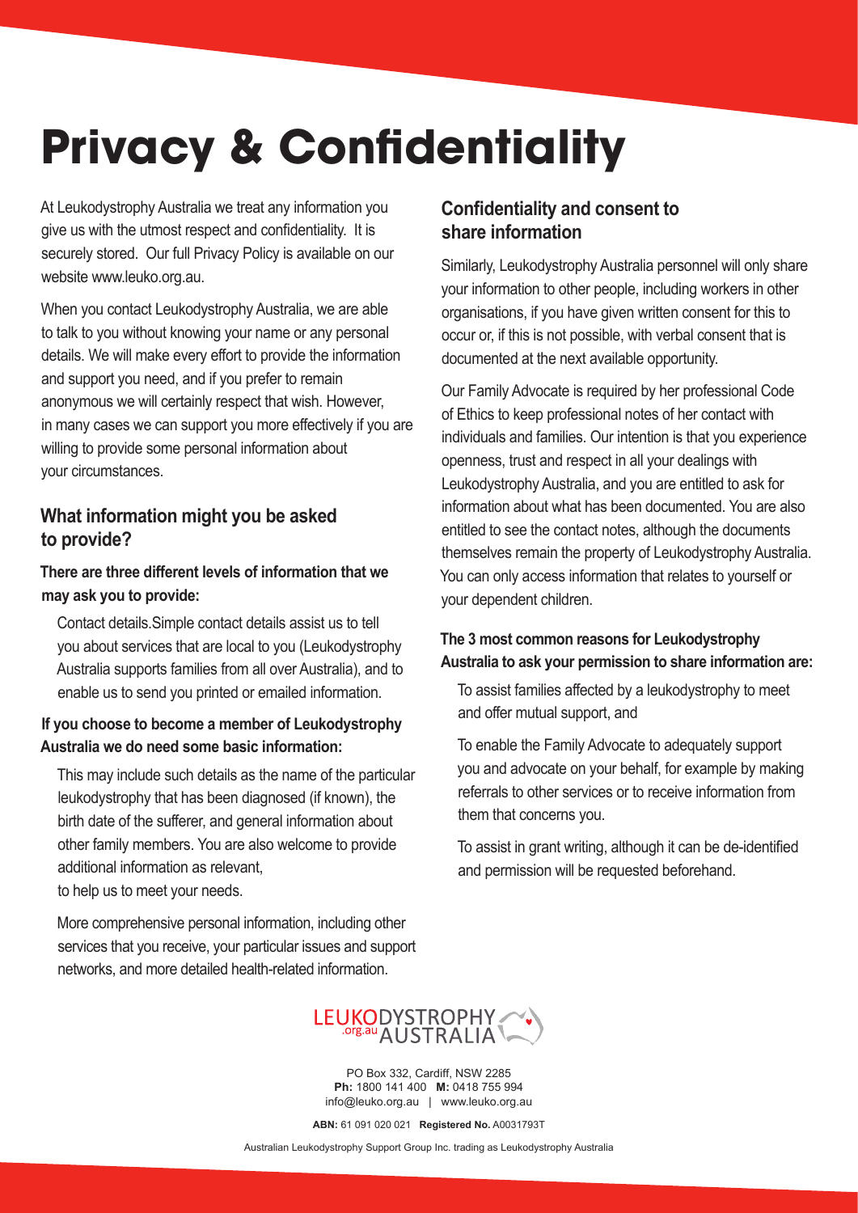# Privacy & Confidentiality

At Leukodystrophy Australia we treat any information you give us with the utmost respect and confidentiality. It is securely stored. Our full Privacy Policy is available on our website www.leuko.org.au.

When you contact Leukodystrophy Australia, we are able to talk to you without knowing your name or any personal details. We will make every effort to provide the information and support you need, and if you prefer to remain anonymous we will certainly respect that wish. However, in many cases we can support you more effectively if you are willing to provide some personal information about your circumstances.

## What information might you be asked to provide?

**There are three different levels of information that we may ask you to provide:**

Contact details.Simple contact details assist us to tell you about services that are local to you (Leukodystrophy Australia supports families from all over Australia), and to enable us to send you printed or emailed information.

**If you choose to become a member of Leukodystrophy Australia we do need some basic information:**

This may include such details as the name of the particular leukodystrophy that has been diagnosed (if known), the birth date of the sufferer, and general information about other family members. You are also welcome to provide additional information as relevant, to help us to meet your needs.

More comprehensive personal information, including other services that you receive, your particular issues and support networks, and more detailed health-related information.

## Confidentiality and consent to share information

Similarly, Leukodystrophy Australia personnel will only share your information to other people, including workers in other organisations, if you have given written consent for this to occur or, if this is not possible, with verbal consent that is documented at the next available opportunity.

Our Family Advocate is required by her professional Code of Ethics to keep professional notes of her contact with individuals and families. Our intention is that you experience openness, trust and respect in all your dealings with Leukodystrophy Australia, and you are entitled to ask for information about what has been documented. You are also entitled to see the contact notes, although the documents themselves remain the property of Leukodystrophy Australia. You can only access information that relates to yourself or your dependent children.

**The 3 most common reasons for Leukodystrophy Australia to ask your permission to share information are:**

To assist families affected by a leukodystrophy to meet and offer mutual support, and

To enable the Family Advocate to adequately support you and advocate on your behalf, for example by making referrals to other services or to receive information from them that concerns you.

To assist in grant writing, although it can be de-identified and permission will be requested beforehand.

LEUKODYSTROPHY .org.au AUSTRALIA

PO Box 332, Cardiff, NSW 2285
**Ph:** 1800 141 400 **M:** 0418 755 994
info@leuko.org.au | www.leuko.org.au

**ABN:** 61 091 020 021 **Registered No.** A0031793T

Australian Leukodystrophy Support Group Inc. trading as Leukodystrophy Australia